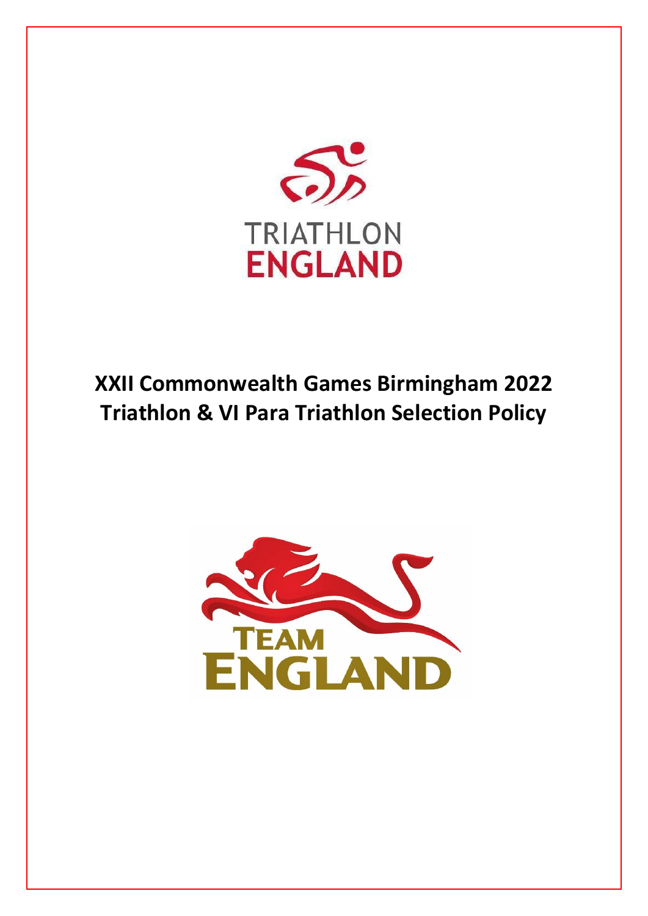TRIATHLON
ENGLAND

# XXII Commonwealth Games Birmingham 2022
# Triathlon & VI Para Triathlon Selection Policy

TEAM
ENGLAND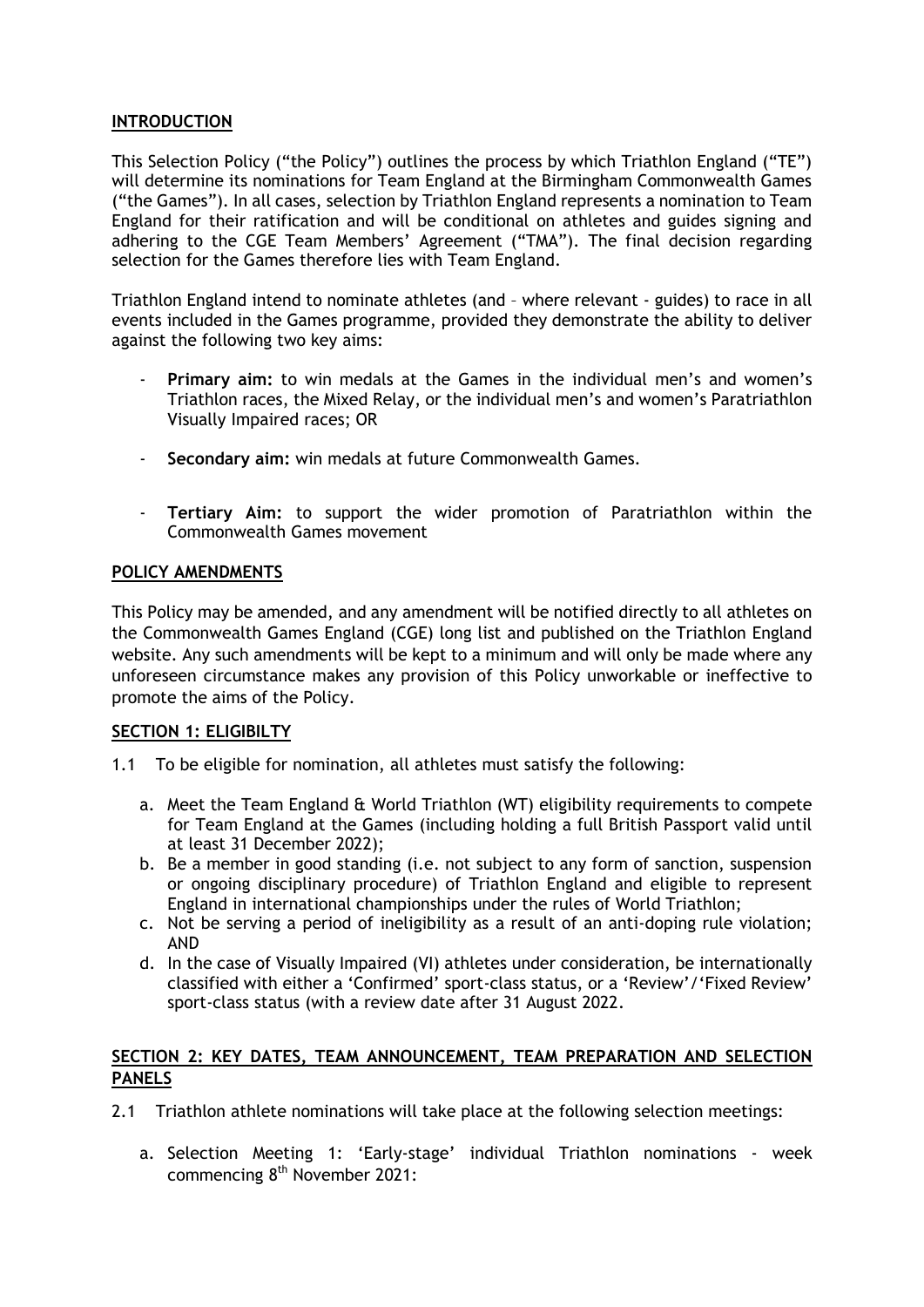## INTRODUCTION

This Selection Policy ("the Policy") outlines the process by which Triathlon England ("TE") will determine its nominations for Team England at the Birmingham Commonwealth Games ("the Games"). In all cases, selection by Triathlon England represents a nomination to Team England for their ratification and will be conditional on athletes and guides signing and adhering to the CGE Team Members' Agreement ("TMA"). The final decision regarding selection for the Games therefore lies with Team England.

Triathlon England intend to nominate athletes (and – where relevant - guides) to race in all events included in the Games programme, provided they demonstrate the ability to deliver against the following two key aims:

- **Primary aim:** to win medals at the Games in the individual men's and women's Triathlon races, the Mixed Relay, or the individual men's and women's Paratriathlon Visually Impaired races; OR
- **Secondary aim:** win medals at future Commonwealth Games.
- **Tertiary Aim:** to support the wider promotion of Paratriathlon within the Commonwealth Games movement

## POLICY AMENDMENTS

This Policy may be amended, and any amendment will be notified directly to all athletes on the Commonwealth Games England (CGE) long list and published on the Triathlon England website. Any such amendments will be kept to a minimum and will only be made where any unforeseen circumstance makes any provision of this Policy unworkable or ineffective to promote the aims of the Policy.

## SECTION 1: ELIGIBILTY

1.1 To be eligible for nomination, all athletes must satisfy the following:

a. Meet the Team England & World Triathlon (WT) eligibility requirements to compete for Team England at the Games (including holding a full British Passport valid until at least 31 December 2022);

b. Be a member in good standing (i.e. not subject to any form of sanction, suspension or ongoing disciplinary procedure) of Triathlon England and eligible to represent England in international championships under the rules of World Triathlon;

c. Not be serving a period of ineligibility as a result of an anti-doping rule violation; AND

d. In the case of Visually Impaired (VI) athletes under consideration, be internationally classified with either a 'Confirmed' sport-class status, or a 'Review'/'Fixed Review' sport-class status (with a review date after 31 August 2022.

## SECTION 2: KEY DATES, TEAM ANNOUNCEMENT, TEAM PREPARATION AND SELECTION PANELS

2.1 Triathlon athlete nominations will take place at the following selection meetings:

a. Selection Meeting 1: 'Early-stage' individual Triathlon nominations - week commencing 8th November 2021: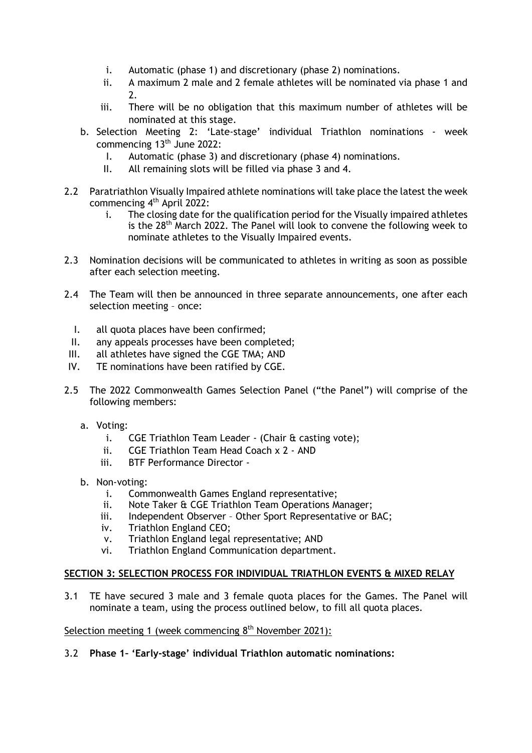i. Automatic (phase 1) and discretionary (phase 2) nominations.
   ii. A maximum 2 male and 2 female athletes will be nominated via phase 1 and 2.
   iii. There will be no obligation that this maximum number of athletes will be nominated at this stage.

b. Selection Meeting 2: 'Late-stage' individual Triathlon nominations - week commencing 13th June 2022:
   I. Automatic (phase 3) and discretionary (phase 4) nominations.
   II. All remaining slots will be filled via phase 3 and 4.

2.2 Paratriathlon Visually Impaired athlete nominations will take place the latest the week commencing 4th April 2022:
   i. The closing date for the qualification period for the Visually impaired athletes is the 28th March 2022. The Panel will look to convene the following week to nominate athletes to the Visually Impaired events.

2.3 Nomination decisions will be communicated to athletes in writing as soon as possible after each selection meeting.

2.4 The Team will then be announced in three separate announcements, one after each selection meeting – once:

   I. all quota places have been confirmed;
   II. any appeals processes have been completed;
   III. all athletes have signed the CGE TMA; AND
   IV. TE nominations have been ratified by CGE.

2.5 The 2022 Commonwealth Games Selection Panel ("the Panel") will comprise of the following members:

   a. Voting:
      i. CGE Triathlon Team Leader - (Chair & casting vote);
      ii. CGE Triathlon Team Head Coach x 2 - AND
      iii. BTF Performance Director -

   b. Non-voting:
      i. Commonwealth Games England representative;
      ii. Note Taker & CGE Triathlon Team Operations Manager;
      iii. Independent Observer – Other Sport Representative or BAC;
      iv. Triathlon England CEO;
      v. Triathlon England legal representative; AND
      vi. Triathlon England Communication department.

## SECTION 3: SELECTION PROCESS FOR INDIVIDUAL TRIATHLON EVENTS & MIXED RELAY

3.1 TE have secured 3 male and 3 female quota places for the Games. The Panel will nominate a team, using the process outlined below, to fill all quota places.

Selection meeting 1 (week commencing 8th November 2021):

3.2 **Phase 1– 'Early-stage' individual Triathlon automatic nominations:**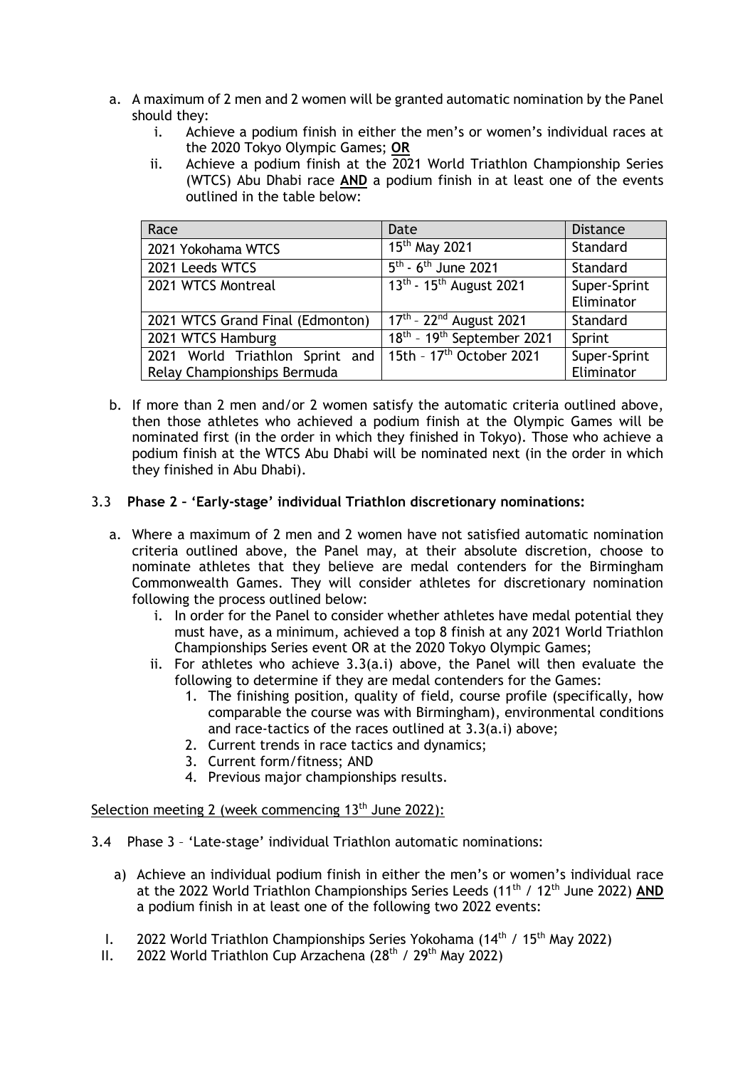a. A maximum of 2 men and 2 women will be granted automatic nomination by the Panel should they:
   i. Achieve a podium finish in either the men's or women's individual races at the 2020 Tokyo Olympic Games; **OR**
   ii. Achieve a podium finish at the 2021 World Triathlon Championship Series (WTCS) Abu Dhabi race **AND** a podium finish in at least one of the events outlined in the table below:

| Race | Date | Distance |
|---|---|---|
| 2021 Yokohama WTCS | 15th May 2021 | Standard |
| 2021 Leeds WTCS | 5th - 6th June 2021 | Standard |
| 2021 WTCS Montreal | 13th - 15th August 2021 | Super-Sprint Eliminator |
| 2021 WTCS Grand Final (Edmonton) | 17th – 22nd August 2021 | Standard |
| 2021 WTCS Hamburg | 18th – 19th September 2021 | Sprint |
| 2021 World Triathlon Sprint and Relay Championships Bermuda | 15th – 17th October 2021 | Super-Sprint Eliminator |

b. If more than 2 men and/or 2 women satisfy the automatic criteria outlined above, then those athletes who achieved a podium finish at the Olympic Games will be nominated first (in the order in which they finished in Tokyo). Those who achieve a podium finish at the WTCS Abu Dhabi will be nominated next (in the order in which they finished in Abu Dhabi).

### 3.3 Phase 2 – 'Early-stage' individual Triathlon discretionary nominations:

a. Where a maximum of 2 men and 2 women have not satisfied automatic nomination criteria outlined above, the Panel may, at their absolute discretion, choose to nominate athletes that they believe are medal contenders for the Birmingham Commonwealth Games. They will consider athletes for discretionary nomination following the process outlined below:
   i. In order for the Panel to consider whether athletes have medal potential they must have, as a minimum, achieved a top 8 finish at any 2021 World Triathlon Championships Series event OR at the 2020 Tokyo Olympic Games;
   ii. For athletes who achieve 3.3(a.i) above, the Panel will then evaluate the following to determine if they are medal contenders for the Games:
      1. The finishing position, quality of field, course profile (specifically, how comparable the course was with Birmingham), environmental conditions and race-tactics of the races outlined at 3.3(a.i) above;
      2. Current trends in race tactics and dynamics;
      3. Current form/fitness; AND
      4. Previous major championships results.

Selection meeting 2 (week commencing 13th June 2022):

3.4 Phase 3 – 'Late-stage' individual Triathlon automatic nominations:

a) Achieve an individual podium finish in either the men's or women's individual race at the 2022 World Triathlon Championships Series Leeds (11th / 12th June 2022) **AND** a podium finish in at least one of the following two 2022 events:

I. 2022 World Triathlon Championships Series Yokohama (14th / 15th May 2022)
II. 2022 World Triathlon Cup Arzachena (28th / 29th May 2022)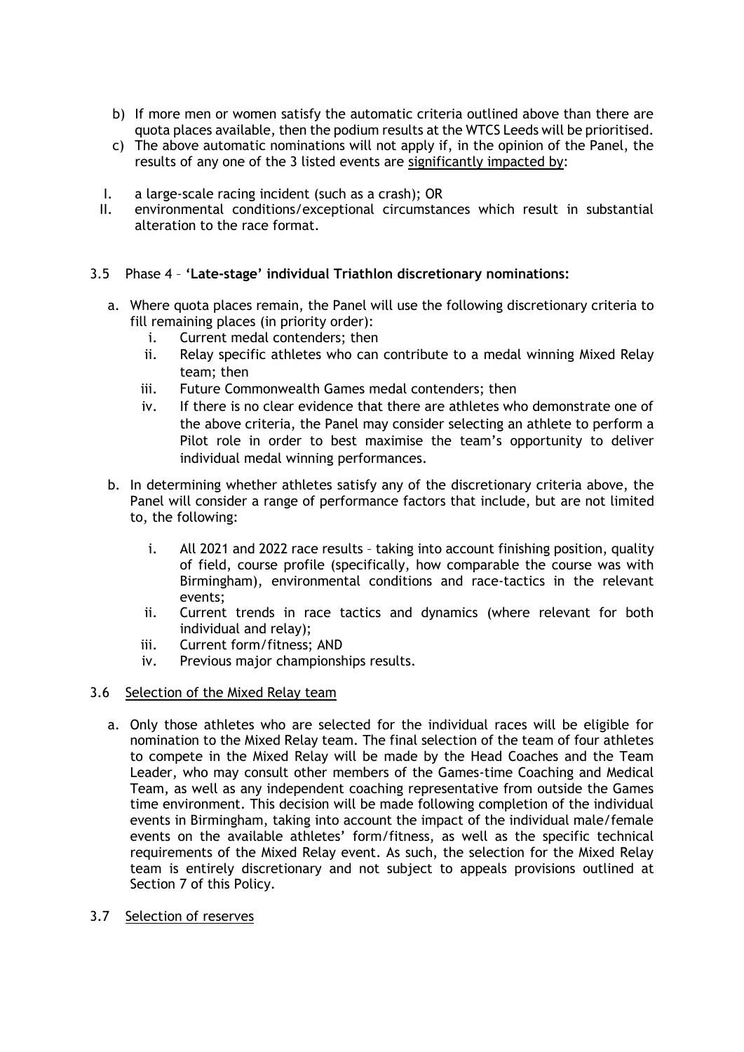b) If more men or women satisfy the automatic criteria outlined above than there are quota places available, then the podium results at the WTCS Leeds will be prioritised.

c) The above automatic nominations will not apply if, in the opinion of the Panel, the results of any one of the 3 listed events are <u>significantly impacted by</u>:

I. a large-scale racing incident (such as a crash); OR

II. environmental conditions/exceptional circumstances which result in substantial alteration to the race format.

### 3.5 Phase 4 – **'Late-stage' individual Triathlon discretionary nominations:**

a. Where quota places remain, the Panel will use the following discretionary criteria to fill remaining places (in priority order):

   i. Current medal contenders; then
   
   ii. Relay specific athletes who can contribute to a medal winning Mixed Relay team; then
   
   iii. Future Commonwealth Games medal contenders; then
   
   iv. If there is no clear evidence that there are athletes who demonstrate one of the above criteria, the Panel may consider selecting an athlete to perform a Pilot role in order to best maximise the team's opportunity to deliver individual medal winning performances.

b. In determining whether athletes satisfy any of the discretionary criteria above, the Panel will consider a range of performance factors that include, but are not limited to, the following:

   i. All 2021 and 2022 race results – taking into account finishing position, quality of field, course profile (specifically, how comparable the course was with Birmingham), environmental conditions and race-tactics in the relevant events;
   
   ii. Current trends in race tactics and dynamics (where relevant for both individual and relay);
   
   iii. Current form/fitness; AND
   
   iv. Previous major championships results.

### 3.6 <u>Selection of the Mixed Relay team</u>

a. Only those athletes who are selected for the individual races will be eligible for nomination to the Mixed Relay team. The final selection of the team of four athletes to compete in the Mixed Relay will be made by the Head Coaches and the Team Leader, who may consult other members of the Games-time Coaching and Medical Team, as well as any independent coaching representative from outside the Games time environment. This decision will be made following completion of the individual events in Birmingham, taking into account the impact of the individual male/female events on the available athletes' form/fitness, as well as the specific technical requirements of the Mixed Relay event. As such, the selection for the Mixed Relay team is entirely discretionary and not subject to appeals provisions outlined at Section 7 of this Policy.

### 3.7 <u>Selection of reserves</u>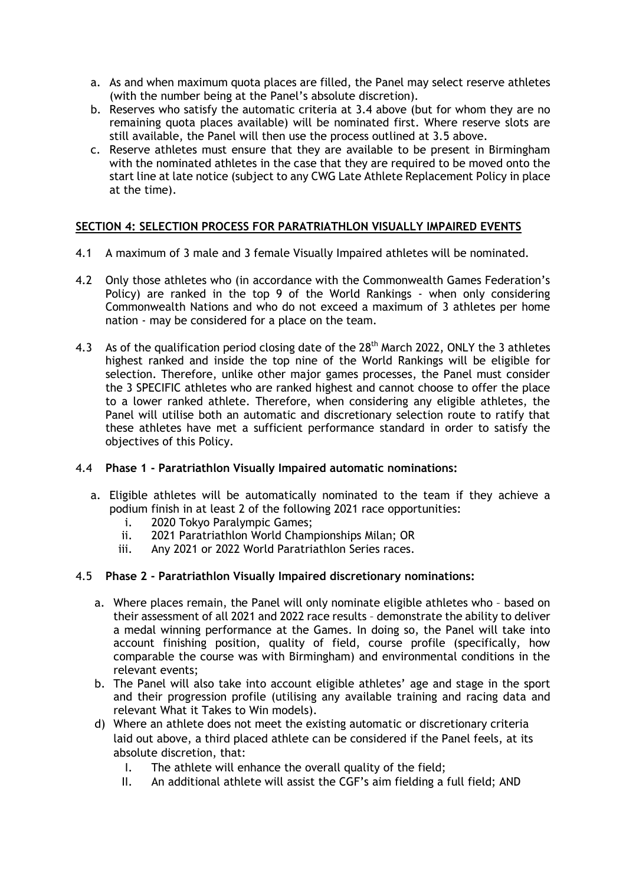a. As and when maximum quota places are filled, the Panel may select reserve athletes (with the number being at the Panel's absolute discretion).
b. Reserves who satisfy the automatic criteria at 3.4 above (but for whom they are no remaining quota places available) will be nominated first. Where reserve slots are still available, the Panel will then use the process outlined at 3.5 above.
c. Reserve athletes must ensure that they are available to be present in Birmingham with the nominated athletes in the case that they are required to be moved onto the start line at late notice (subject to any CWG Late Athlete Replacement Policy in place at the time).

## SECTION 4: SELECTION PROCESS FOR PARATRIATHLON VISUALLY IMPAIRED EVENTS

4.1 A maximum of 3 male and 3 female Visually Impaired athletes will be nominated.

4.2 Only those athletes who (in accordance with the Commonwealth Games Federation's Policy) are ranked in the top 9 of the World Rankings - when only considering Commonwealth Nations and who do not exceed a maximum of 3 athletes per home nation - may be considered for a place on the team.

4.3 As of the qualification period closing date of the 28th March 2022, ONLY the 3 athletes highest ranked and inside the top nine of the World Rankings will be eligible for selection. Therefore, unlike other major games processes, the Panel must consider the 3 SPECIFIC athletes who are ranked highest and cannot choose to offer the place to a lower ranked athlete. Therefore, when considering any eligible athletes, the Panel will utilise both an automatic and discretionary selection route to ratify that these athletes have met a sufficient performance standard in order to satisfy the objectives of this Policy.

4.4 **Phase 1 - Paratriathlon Visually Impaired automatic nominations:**

a. Eligible athletes will be automatically nominated to the team if they achieve a podium finish in at least 2 of the following 2021 race opportunities:
   i. 2020 Tokyo Paralympic Games;
   ii. 2021 Paratriathlon World Championships Milan; OR
   iii. Any 2021 or 2022 World Paratriathlon Series races.

4.5 **Phase 2 - Paratriathlon Visually Impaired discretionary nominations:**

a. Where places remain, the Panel will only nominate eligible athletes who – based on their assessment of all 2021 and 2022 race results – demonstrate the ability to deliver a medal winning performance at the Games. In doing so, the Panel will take into account finishing position, quality of field, course profile (specifically, how comparable the course was with Birmingham) and environmental conditions in the relevant events;
b. The Panel will also take into account eligible athletes' age and stage in the sport and their progression profile (utilising any available training and racing data and relevant What it Takes to Win models).
d) Where an athlete does not meet the existing automatic or discretionary criteria laid out above, a third placed athlete can be considered if the Panel feels, at its absolute discretion, that:
   I. The athlete will enhance the overall quality of the field;
   II. An additional athlete will assist the CGF's aim fielding a full field; AND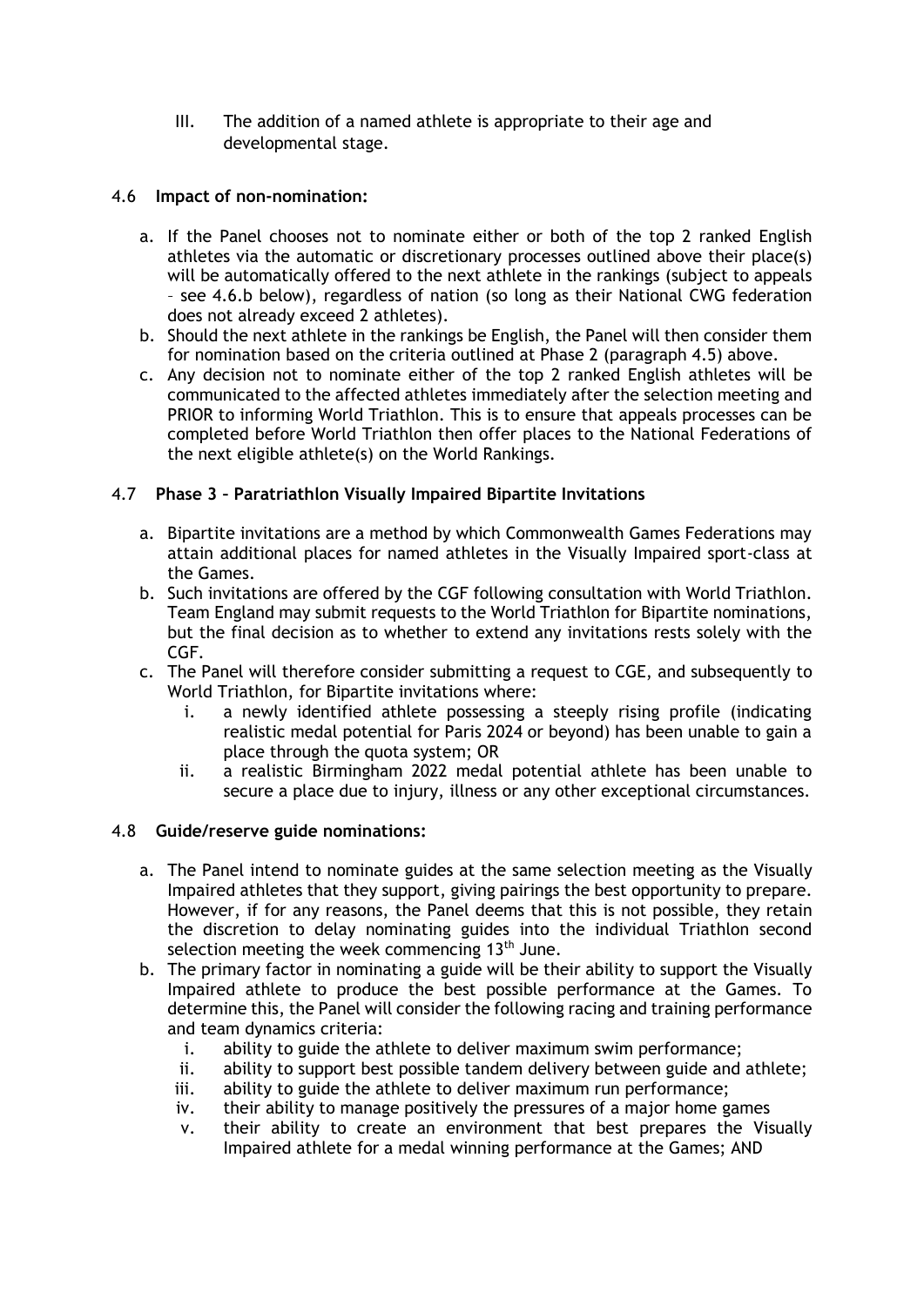III. The addition of a named athlete is appropriate to their age and developmental stage.

### 4.6 **Impact of non-nomination:**

a. If the Panel chooses not to nominate either or both of the top 2 ranked English athletes via the automatic or discretionary processes outlined above their place(s) will be automatically offered to the next athlete in the rankings (subject to appeals – see 4.6.b below), regardless of nation (so long as their National CWG federation does not already exceed 2 athletes).

b. Should the next athlete in the rankings be English, the Panel will then consider them for nomination based on the criteria outlined at Phase 2 (paragraph 4.5) above.

c. Any decision not to nominate either of the top 2 ranked English athletes will be communicated to the affected athletes immediately after the selection meeting and PRIOR to informing World Triathlon. This is to ensure that appeals processes can be completed before World Triathlon then offer places to the National Federations of the next eligible athlete(s) on the World Rankings.

### 4.7 **Phase 3 – Paratriathlon Visually Impaired Bipartite Invitations**

a. Bipartite invitations are a method by which Commonwealth Games Federations may attain additional places for named athletes in the Visually Impaired sport-class at the Games.

b. Such invitations are offered by the CGF following consultation with World Triathlon. Team England may submit requests to the World Triathlon for Bipartite nominations, but the final decision as to whether to extend any invitations rests solely with the CGF.

c. The Panel will therefore consider submitting a request to CGE, and subsequently to World Triathlon, for Bipartite invitations where:
   i. a newly identified athlete possessing a steeply rising profile (indicating realistic medal potential for Paris 2024 or beyond) has been unable to gain a place through the quota system; OR
   ii. a realistic Birmingham 2022 medal potential athlete has been unable to secure a place due to injury, illness or any other exceptional circumstances.

### 4.8 **Guide/reserve guide nominations:**

a. The Panel intend to nominate guides at the same selection meeting as the Visually Impaired athletes that they support, giving pairings the best opportunity to prepare. However, if for any reasons, the Panel deems that this is not possible, they retain the discretion to delay nominating guides into the individual Triathlon second selection meeting the week commencing 13th June.

b. The primary factor in nominating a guide will be their ability to support the Visually Impaired athlete to produce the best possible performance at the Games. To determine this, the Panel will consider the following racing and training performance and team dynamics criteria:
   i. ability to guide the athlete to deliver maximum swim performance;
   ii. ability to support best possible tandem delivery between guide and athlete;
   iii. ability to guide the athlete to deliver maximum run performance;
   iv. their ability to manage positively the pressures of a major home games
   v. their ability to create an environment that best prepares the Visually Impaired athlete for a medal winning performance at the Games; AND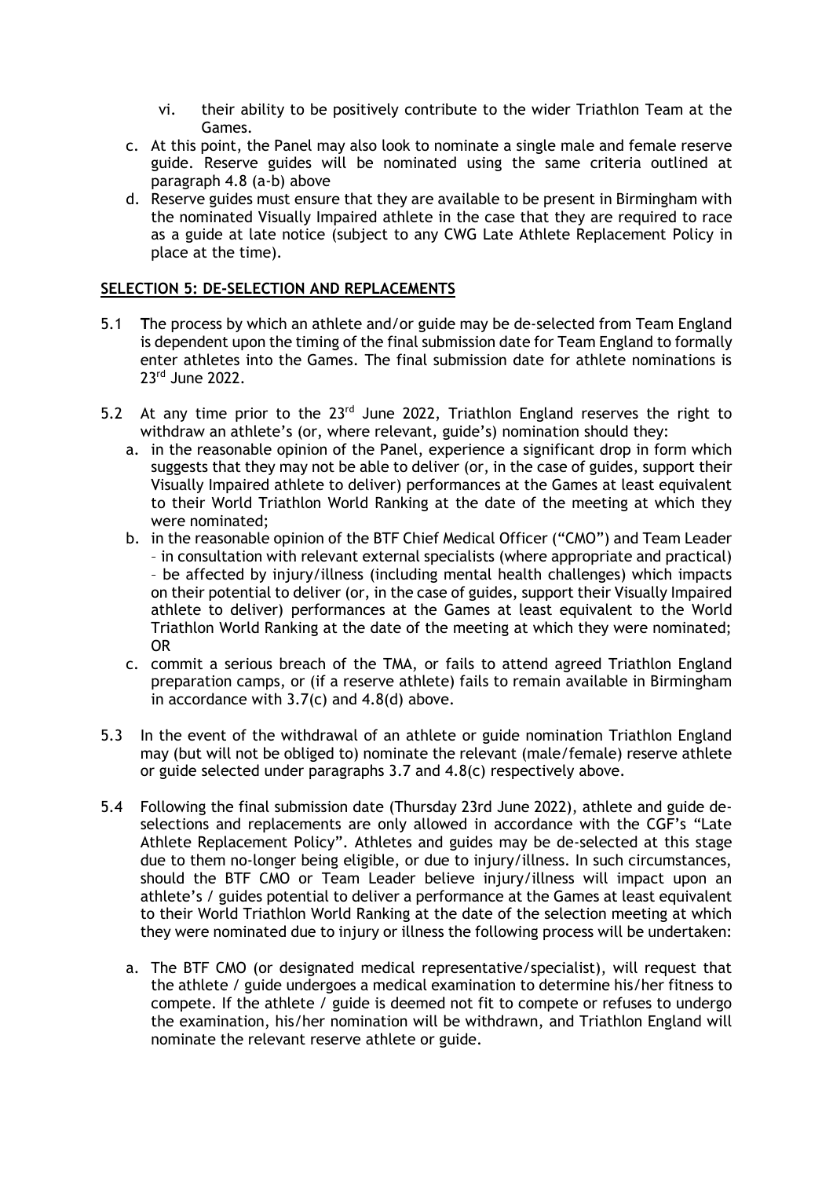vi. their ability to be positively contribute to the wider Triathlon Team at the Games.

c. At this point, the Panel may also look to nominate a single male and female reserve guide. Reserve guides will be nominated using the same criteria outlined at paragraph 4.8 (a-b) above

d. Reserve guides must ensure that they are available to be present in Birmingham with the nominated Visually Impaired athlete in the case that they are required to race as a guide at late notice (subject to any CWG Late Athlete Replacement Policy in place at the time).

**SELECTION 5: DE-SELECTION AND REPLACEMENTS**

5.1 **T**he process by which an athlete and/or guide may be de-selected from Team England is dependent upon the timing of the final submission date for Team England to formally enter athletes into the Games. The final submission date for athlete nominations is 23rd June 2022.

5.2 At any time prior to the 23rd June 2022, Triathlon England reserves the right to withdraw an athlete's (or, where relevant, guide's) nomination should they:

   a. in the reasonable opinion of the Panel, experience a significant drop in form which suggests that they may not be able to deliver (or, in the case of guides, support their Visually Impaired athlete to deliver) performances at the Games at least equivalent to their World Triathlon World Ranking at the date of the meeting at which they were nominated;

   b. in the reasonable opinion of the BTF Chief Medical Officer ("CMO") and Team Leader – in consultation with relevant external specialists (where appropriate and practical) – be affected by injury/illness (including mental health challenges) which impacts on their potential to deliver (or, in the case of guides, support their Visually Impaired athlete to deliver) performances at the Games at least equivalent to the World Triathlon World Ranking at the date of the meeting at which they were nominated; OR

   c. commit a serious breach of the TMA, or fails to attend agreed Triathlon England preparation camps, or (if a reserve athlete) fails to remain available in Birmingham in accordance with 3.7(c) and 4.8(d) above.

5.3 In the event of the withdrawal of an athlete or guide nomination Triathlon England may (but will not be obliged to) nominate the relevant (male/female) reserve athlete or guide selected under paragraphs 3.7 and 4.8(c) respectively above.

5.4 Following the final submission date (Thursday 23rd June 2022), athlete and guide de-selections and replacements are only allowed in accordance with the CGF's "Late Athlete Replacement Policy". Athletes and guides may be de-selected at this stage due to them no-longer being eligible, or due to injury/illness. In such circumstances, should the BTF CMO or Team Leader believe injury/illness will impact upon an athlete's / guides potential to deliver a performance at the Games at least equivalent to their World Triathlon World Ranking at the date of the selection meeting at which they were nominated due to injury or illness the following process will be undertaken:

   a. The BTF CMO (or designated medical representative/specialist), will request that the athlete / guide undergoes a medical examination to determine his/her fitness to compete. If the athlete / guide is deemed not fit to compete or refuses to undergo the examination, his/her nomination will be withdrawn, and Triathlon England will nominate the relevant reserve athlete or guide.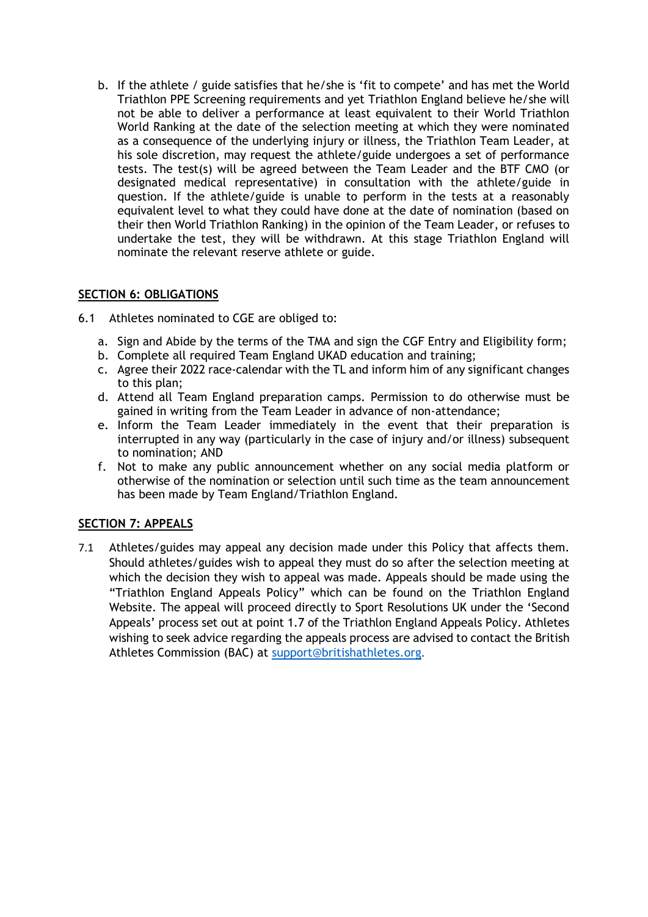b. If the athlete / guide satisfies that he/she is 'fit to compete' and has met the World Triathlon PPE Screening requirements and yet Triathlon England believe he/she will not be able to deliver a performance at least equivalent to their World Triathlon World Ranking at the date of the selection meeting at which they were nominated as a consequence of the underlying injury or illness, the Triathlon Team Leader, at his sole discretion, may request the athlete/guide undergoes a set of performance tests. The test(s) will be agreed between the Team Leader and the BTF CMO (or designated medical representative) in consultation with the athlete/guide in question. If the athlete/guide is unable to perform in the tests at a reasonably equivalent level to what they could have done at the date of nomination (based on their then World Triathlon Ranking) in the opinion of the Team Leader, or refuses to undertake the test, they will be withdrawn. At this stage Triathlon England will nominate the relevant reserve athlete or guide.

## SECTION 6: OBLIGATIONS

6.1 Athletes nominated to CGE are obliged to:

a. Sign and Abide by the terms of the TMA and sign the CGF Entry and Eligibility form;
b. Complete all required Team England UKAD education and training;
c. Agree their 2022 race-calendar with the TL and inform him of any significant changes to this plan;
d. Attend all Team England preparation camps. Permission to do otherwise must be gained in writing from the Team Leader in advance of non-attendance;
e. Inform the Team Leader immediately in the event that their preparation is interrupted in any way (particularly in the case of injury and/or illness) subsequent to nomination; AND
f. Not to make any public announcement whether on any social media platform or otherwise of the nomination or selection until such time as the team announcement has been made by Team England/Triathlon England.

## SECTION 7: APPEALS

7.1 Athletes/guides may appeal any decision made under this Policy that affects them. Should athletes/guides wish to appeal they must do so after the selection meeting at which the decision they wish to appeal was made. Appeals should be made using the "Triathlon England Appeals Policy" which can be found on the Triathlon England Website. The appeal will proceed directly to Sport Resolutions UK under the 'Second Appeals' process set out at point 1.7 of the Triathlon England Appeals Policy. Athletes wishing to seek advice regarding the appeals process are advised to contact the British Athletes Commission (BAC) at support@britishathletes.org.